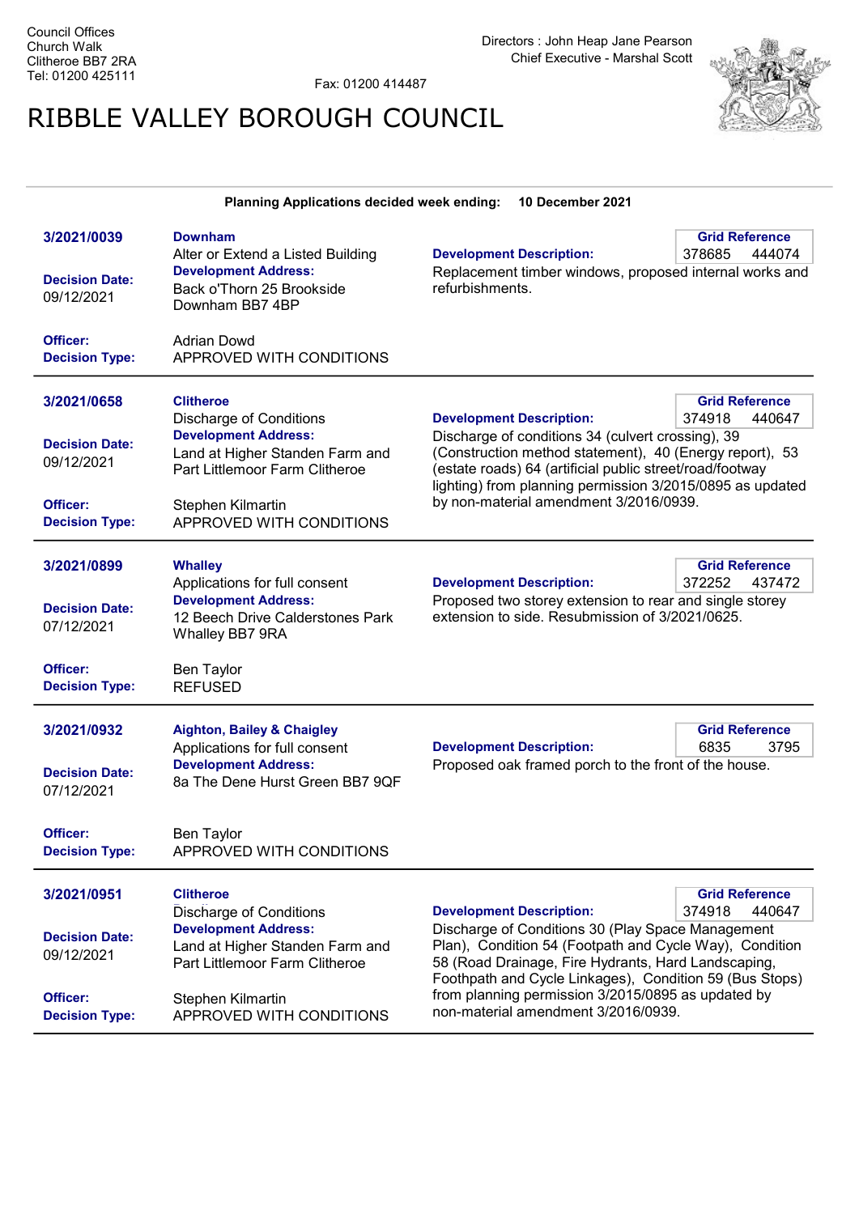Council Offices
Church Walk
Clitheroe BB7 2RA
Tel: 01200 425111

Fax: 01200 414487

Directors : John Heap Jane Pearson
Chief Executive - Marshal Scott

# RIBBLE VALLEY BOROUGH COUNCIL

**Planning Applications decided week ending: 10 December 2021**

---

**3/2021/0039**

**Downham**
Alter or Extend a Listed Building

**Development Address:**
Back o'Thorn 25 Brookside
Downham BB7 4BP

**Decision Date:** 09/12/2021

**Officer:** Adrian Dowd

**Decision Type:** APPROVED WITH CONDITIONS

**Grid Reference:** 378685 444074

**Development Description:**
Replacement timber windows, proposed internal works and refurbishments.

---

**3/2021/0658**

**Clitheroe**
Discharge of Conditions

**Development Address:**
Land at Higher Standen Farm and Part Littlemoor Farm Clitheroe

**Decision Date:** 09/12/2021

**Officer:** Stephen Kilmartin

**Decision Type:** APPROVED WITH CONDITIONS

**Grid Reference:** 374918 440647

**Development Description:**
Discharge of conditions 34 (culvert crossing), 39 (Construction method statement), 40 (Energy report), 53 (estate roads) 64 (artificial public street/road/footway lighting) from planning permission 3/2015/0895 as updated by non-material amendment 3/2016/0939.

---

**3/2021/0899**

**Whalley**
Applications for full consent

**Development Address:**
12 Beech Drive Calderstones Park
Whalley BB7 9RA

**Decision Date:** 07/12/2021

**Officer:** Ben Taylor

**Decision Type:** REFUSED

**Grid Reference:** 372252 437472

**Development Description:**
Proposed two storey extension to rear and single storey extension to side. Resubmission of 3/2021/0625.

---

**3/2021/0932**

**Aighton, Bailey & Chaigley**
Applications for full consent

**Development Address:**
8a The Dene Hurst Green BB7 9QF

**Decision Date:** 07/12/2021

**Officer:** Ben Taylor

**Decision Type:** APPROVED WITH CONDITIONS

**Grid Reference:** 6835 3795

**Development Description:**
Proposed oak framed porch to the front of the house.

---

**3/2021/0951**

**Clitheroe**
Discharge of Conditions

**Development Address:**
Land at Higher Standen Farm and Part Littlemoor Farm Clitheroe

**Decision Date:** 09/12/2021

**Officer:** Stephen Kilmartin

**Decision Type:** APPROVED WITH CONDITIONS

**Grid Reference:** 374918 440647

**Development Description:**
Discharge of Conditions 30 (Play Space Management Plan), Condition 54 (Footpath and Cycle Way), Condition 58 (Road Drainage, Fire Hydrants, Hard Landscaping, Foothpath and Cycle Linkages), Condition 59 (Bus Stops) from planning permission 3/2015/0895 as updated by non-material amendment 3/2016/0939.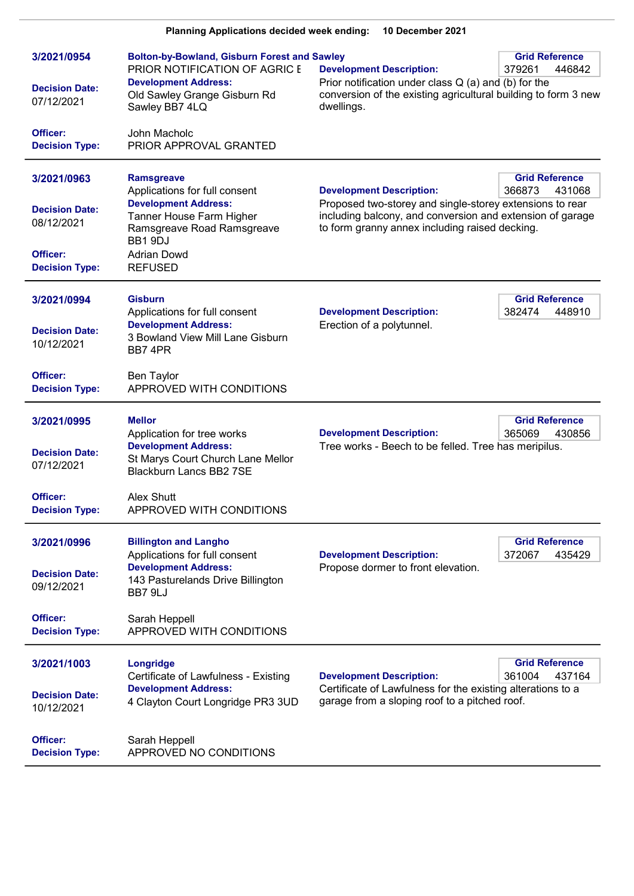**Planning Applications decided week ending: 10 December 2021**

---

**3/2021/0954**

**Bolton-by-Bowland, Gisburn Forest and Sawley**
PRIOR NOTIFICATION OF AGRIC E

**Grid Reference**
379261 446842

**Decision Date:**
07/12/2021

**Development Address:**
Old Sawley Grange Gisburn Rd Sawley BB7 4LQ

**Development Description:**
Prior notification under class Q (a) and (b) for the conversion of the existing agricultural building to form 3 new dwellings.

**Officer:** John Macholc
**Decision Type:** PRIOR APPROVAL GRANTED

---

**3/2021/0963**

**Ramsgreave**
Applications for full consent

**Grid Reference**
366873 431068

**Decision Date:**
08/12/2021

**Development Address:**
Tanner House Farm Higher Ramsgreave Road Ramsgreave BB1 9DJ

**Development Description:**
Proposed two-storey and single-storey extensions to rear including balcony, and conversion and extension of garage to form granny annex including raised decking.

**Officer:** Adrian Dowd
**Decision Type:** REFUSED

---

**3/2021/0994**

**Gisburn**
Applications for full consent

**Grid Reference**
382474 448910

**Decision Date:**
10/12/2021

**Development Address:**
3 Bowland View Mill Lane Gisburn BB7 4PR

**Development Description:**
Erection of a polytunnel.

**Officer:** Ben Taylor
**Decision Type:** APPROVED WITH CONDITIONS

---

**3/2021/0995**

**Mellor**
Application for tree works

**Grid Reference**
365069 430856

**Decision Date:**
07/12/2021

**Development Address:**
St Marys Court Church Lane Mellor Blackburn Lancs BB2 7SE

**Development Description:**
Tree works - Beech to be felled. Tree has meripilus.

**Officer:** Alex Shutt
**Decision Type:** APPROVED WITH CONDITIONS

---

**3/2021/0996**

**Billington and Langho**
Applications for full consent

**Grid Reference**
372067 435429

**Decision Date:**
09/12/2021

**Development Address:**
143 Pasturelands Drive Billington BB7 9LJ

**Development Description:**
Propose dormer to front elevation.

**Officer:** Sarah Heppell
**Decision Type:** APPROVED WITH CONDITIONS

---

**3/2021/1003**

**Longridge**
Certificate of Lawfulness - Existing

**Grid Reference**
361004 437164

**Decision Date:**
10/12/2021

**Development Address:**
4 Clayton Court Longridge PR3 3UD

**Development Description:**
Certificate of Lawfulness for the existing alterations to a garage from a sloping roof to a pitched roof.

**Officer:** Sarah Heppell
**Decision Type:** APPROVED NO CONDITIONS

---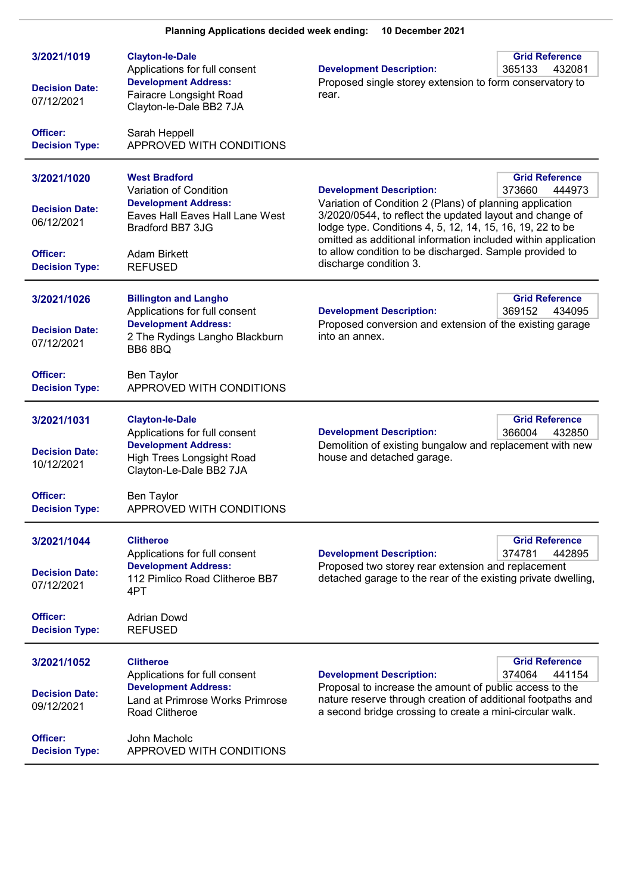**Planning Applications decided week ending: 10 December 2021**

---

**3/2021/1019**
**Clayton-le-Dale**
Applications for full consent
**Development Address:**
Fairacre Longsight Road Clayton-le-Dale BB2 7JA

**Decision Date:** 07/12/2021

**Officer:** Sarah Heppell
**Decision Type:** APPROVED WITH CONDITIONS

**Development Description:**
Proposed single storey extension to form conservatory to rear.

**Grid Reference:** 365133 432081

---

**3/2021/1020**
**West Bradford**
Variation of Condition
**Development Address:**
Eaves Hall Eaves Hall Lane West Bradford BB7 3JG

**Decision Date:** 06/12/2021

**Officer:** Adam Birkett
**Decision Type:** REFUSED

**Development Description:**
Variation of Condition 2 (Plans) of planning application 3/2020/0544, to reflect the updated layout and change of lodge type. Conditions 4, 5, 12, 14, 15, 16, 19, 22 to be omitted as additional information included within application to allow condition to be discharged. Sample provided to discharge condition 3.

**Grid Reference:** 373660 444973

---

**3/2021/1026**
**Billington and Langho**
Applications for full consent
**Development Address:**
2 The Rydings Langho Blackburn BB6 8BQ

**Decision Date:** 07/12/2021

**Officer:** Ben Taylor
**Decision Type:** APPROVED WITH CONDITIONS

**Development Description:**
Proposed conversion and extension of the existing garage into an annex.

**Grid Reference:** 369152 434095

---

**3/2021/1031**
**Clayton-le-Dale**
Applications for full consent
**Development Address:**
High Trees Longsight Road Clayton-Le-Dale BB2 7JA

**Decision Date:** 10/12/2021

**Officer:** Ben Taylor
**Decision Type:** APPROVED WITH CONDITIONS

**Development Description:**
Demolition of existing bungalow and replacement with new house and detached garage.

**Grid Reference:** 366004 432850

---

**3/2021/1044**
**Clitheroe**
Applications for full consent
**Development Address:**
112 Pimlico Road Clitheroe BB7 4PT

**Decision Date:** 07/12/2021

**Officer:** Adrian Dowd
**Decision Type:** REFUSED

**Development Description:**
Proposed two storey rear extension and replacement detached garage to the rear of the existing private dwelling,

**Grid Reference:** 374781 442895

---

**3/2021/1052**
**Clitheroe**
Applications for full consent
**Development Address:**
Land at Primrose Works Primrose Road Clitheroe

**Decision Date:** 09/12/2021

**Officer:** John Macholc
**Decision Type:** APPROVED WITH CONDITIONS

**Development Description:**
Proposal to increase the amount of public access to the nature reserve through creation of additional footpaths and a second bridge crossing to create a mini-circular walk.

**Grid Reference:** 374064 441154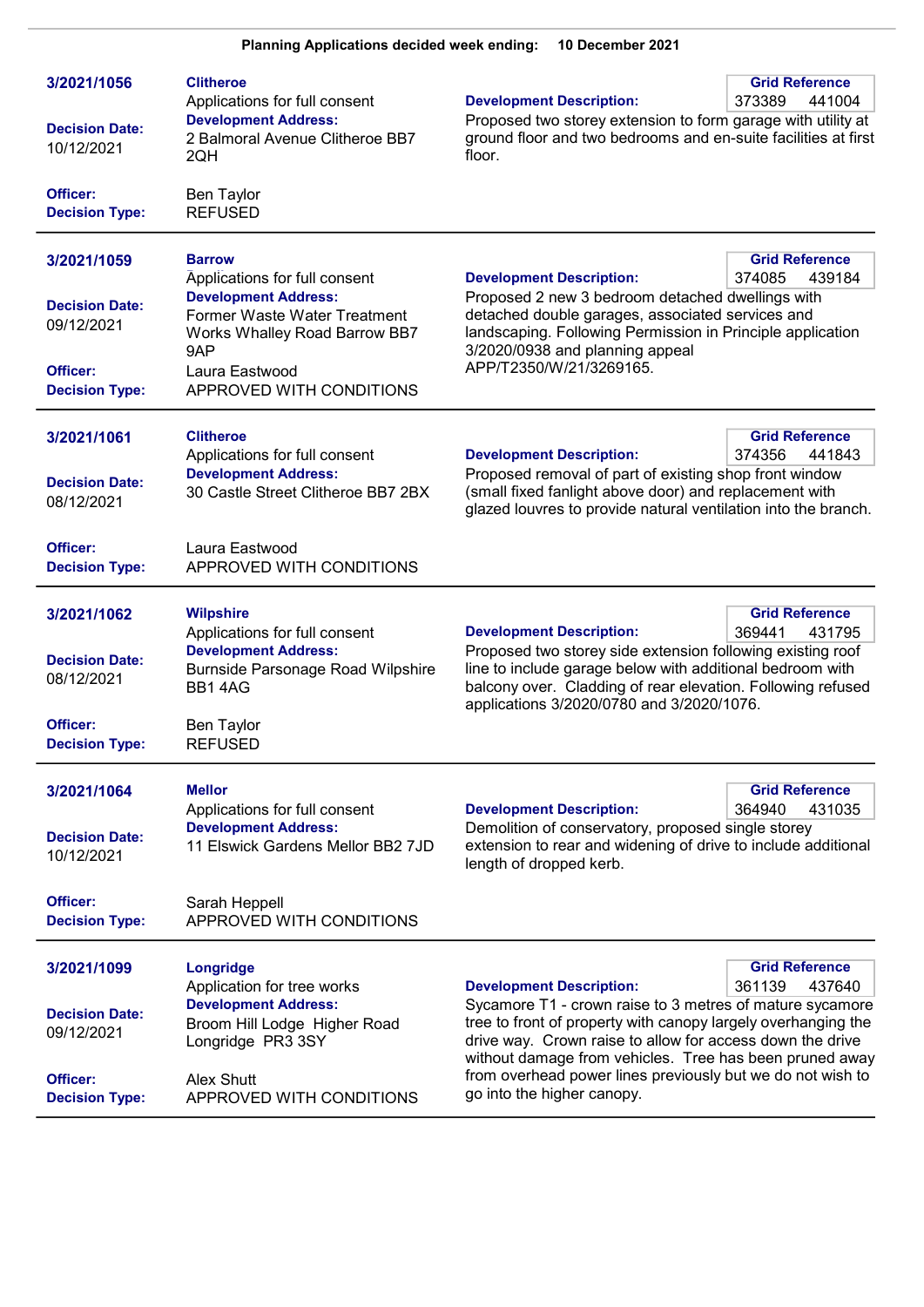**Planning Applications decided week ending: 10 December 2021**

---

**3/2021/1056**

**Clitheroe**
Applications for full consent

**Development Address:**
2 Balmoral Avenue Clitheroe BB7 2QH

**Grid Reference:** 373389 441004

**Development Description:**
Proposed two storey extension to form garage with utility at ground floor and two bedrooms and en-suite facilities at first floor.

**Decision Date:** 10/12/2021
**Officer:** Ben Taylor
**Decision Type:** REFUSED

---

**3/2021/1059**

**Barrow**
Applications for full consent

**Development Address:**
Former Waste Water Treatment Works Whalley Road Barrow BB7 9AP

**Grid Reference:** 374085 439184

**Development Description:**
Proposed 2 new 3 bedroom detached dwellings with detached double garages, associated services and landscaping. Following Permission in Principle application 3/2020/0938 and planning appeal APP/T2350/W/21/3269165.

**Decision Date:** 09/12/2021
**Officer:** Laura Eastwood
**Decision Type:** APPROVED WITH CONDITIONS

---

**3/2021/1061**

**Clitheroe**
Applications for full consent

**Development Address:**
30 Castle Street Clitheroe BB7 2BX

**Grid Reference:** 374356 441843

**Development Description:**
Proposed removal of part of existing shop front window (small fixed fanlight above door) and replacement with glazed louvres to provide natural ventilation into the branch.

**Decision Date:** 08/12/2021
**Officer:** Laura Eastwood
**Decision Type:** APPROVED WITH CONDITIONS

---

**3/2021/1062**

**Wilpshire**
Applications for full consent

**Development Address:**
Burnside Parsonage Road Wilpshire BB1 4AG

**Grid Reference:** 369441 431795

**Development Description:**
Proposed two storey side extension following existing roof line to include garage below with additional bedroom with balcony over. Cladding of rear elevation. Following refused applications 3/2020/0780 and 3/2020/1076.

**Decision Date:** 08/12/2021
**Officer:** Ben Taylor
**Decision Type:** REFUSED

---

**3/2021/1064**

**Mellor**
Applications for full consent

**Development Address:**
11 Elswick Gardens Mellor BB2 7JD

**Grid Reference:** 364940 431035

**Development Description:**
Demolition of conservatory, proposed single storey extension to rear and widening of drive to include additional length of dropped kerb.

**Decision Date:** 10/12/2021
**Officer:** Sarah Heppell
**Decision Type:** APPROVED WITH CONDITIONS

---

**3/2021/1099**

**Longridge**
Application for tree works

**Development Address:**
Broom Hill Lodge Higher Road Longridge PR3 3SY

**Grid Reference:** 361139 437640

**Development Description:**
Sycamore T1 - crown raise to 3 metres of mature sycamore tree to front of property with canopy largely overhanging the drive way. Crown raise to allow for access down the drive without damage from vehicles. Tree has been pruned away from overhead power lines previously but we do not wish to go into the higher canopy.

**Decision Date:** 09/12/2021
**Officer:** Alex Shutt
**Decision Type:** APPROVED WITH CONDITIONS

---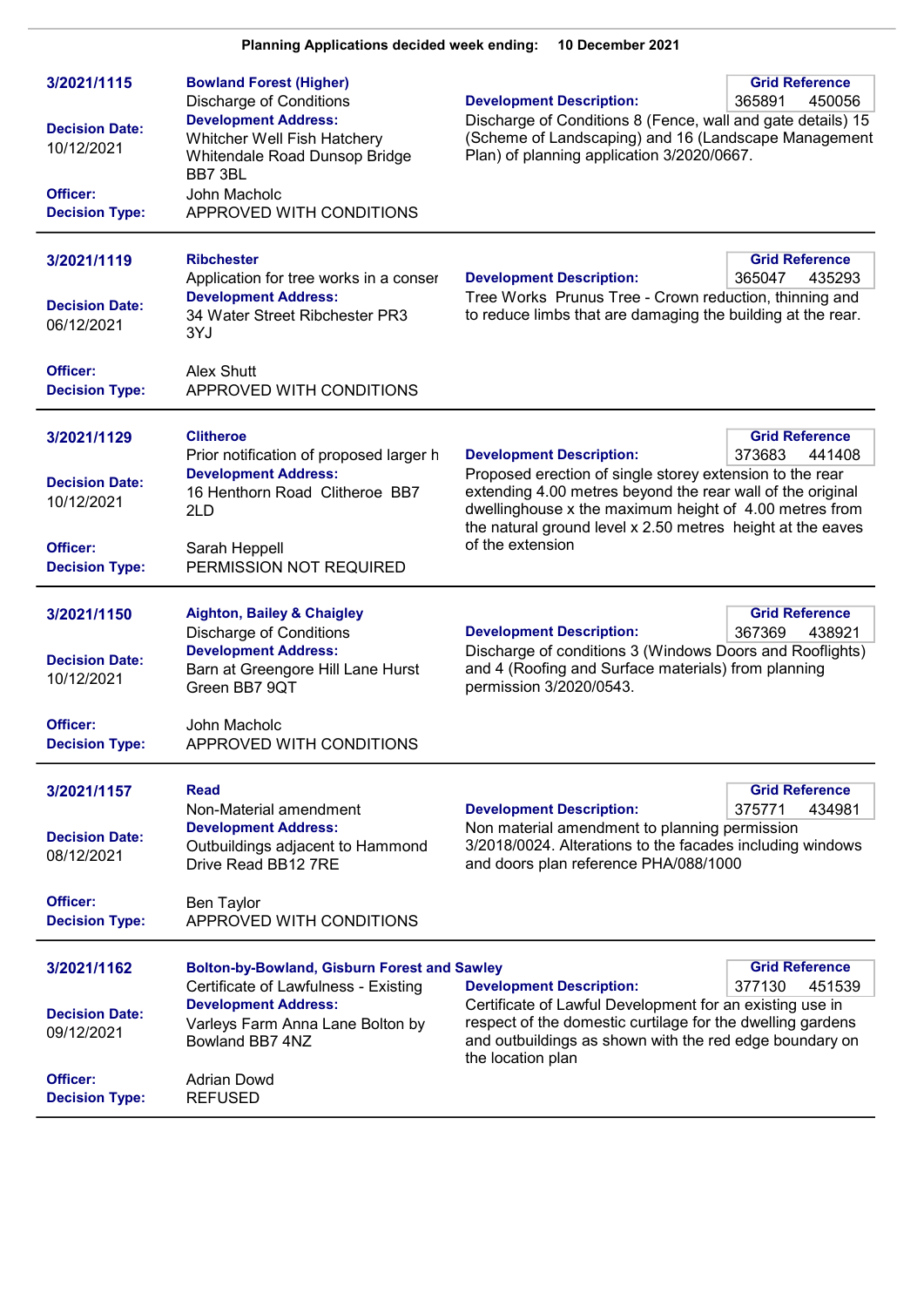**Planning Applications decided week ending: 10 December 2021**

---

**3/2021/1115**

**Bowland Forest (Higher)**
Discharge of Conditions

**Development Address:**
Whitcher Well Fish Hatchery Whitendale Road Dunsop Bridge BB7 3BL

**Decision Date:** 10/12/2021

**Officer:** John Macholc

**Decision Type:** APPROVED WITH CONDITIONS

**Grid Reference:** 365891 450056

**Development Description:**
Discharge of Conditions 8 (Fence, wall and gate details) 15 (Scheme of Landscaping) and 16 (Landscape Management Plan) of planning application 3/2020/0667.

---

**3/2021/1119**

**Ribchester**
Application for tree works in a conser

**Development Address:**
34 Water Street Ribchester PR3 3YJ

**Decision Date:** 06/12/2021

**Officer:** Alex Shutt

**Decision Type:** APPROVED WITH CONDITIONS

**Grid Reference:** 365047 435293

**Development Description:**
Tree Works Prunus Tree - Crown reduction, thinning and to reduce limbs that are damaging the building at the rear.

---

**3/2021/1129**

**Clitheroe**
Prior notification of proposed larger h

**Development Address:**
16 Henthorn Road Clitheroe BB7 2LD

**Decision Date:** 10/12/2021

**Officer:** Sarah Heppell

**Decision Type:** PERMISSION NOT REQUIRED

**Grid Reference:** 373683 441408

**Development Description:**
Proposed erection of single storey extension to the rear extending 4.00 metres beyond the rear wall of the original dwellinghouse x the maximum height of 4.00 metres from the natural ground level x 2.50 metres height at the eaves of the extension

---

**3/2021/1150**

**Aighton, Bailey & Chaigley**
Discharge of Conditions

**Development Address:**
Barn at Greengore Hill Lane Hurst Green BB7 9QT

**Decision Date:** 10/12/2021

**Officer:** John Macholc

**Decision Type:** APPROVED WITH CONDITIONS

**Grid Reference:** 367369 438921

**Development Description:**
Discharge of conditions 3 (Windows Doors and Rooflights) and 4 (Roofing and Surface materials) from planning permission 3/2020/0543.

---

**3/2021/1157**

**Read**
Non-Material amendment

**Development Address:**
Outbuildings adjacent to Hammond Drive Read BB12 7RE

**Decision Date:** 08/12/2021

**Officer:** Ben Taylor

**Decision Type:** APPROVED WITH CONDITIONS

**Grid Reference:** 375771 434981

**Development Description:**
Non material amendment to planning permission 3/2018/0024. Alterations to the facades including windows and doors plan reference PHA/088/1000

---

**3/2021/1162**

**Bolton-by-Bowland, Gisburn Forest and Sawley**
Certificate of Lawfulness - Existing

**Development Address:**
Varleys Farm Anna Lane Bolton by Bowland BB7 4NZ

**Decision Date:** 09/12/2021

**Officer:** Adrian Dowd

**Decision Type:** REFUSED

**Grid Reference:** 377130 451539

**Development Description:**
Certificate of Lawful Development for an existing use in respect of the domestic curtilage for the dwelling gardens and outbuildings as shown with the red edge boundary on the location plan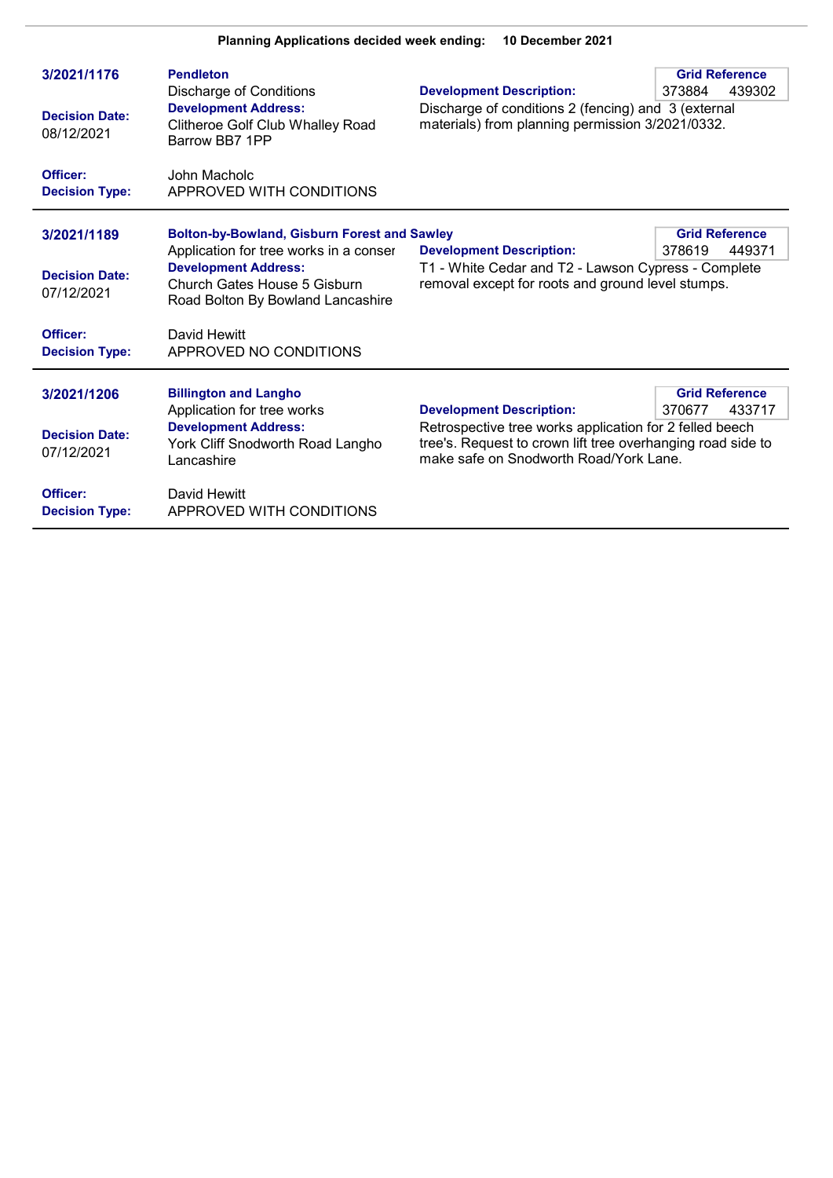**Planning Applications decided week ending: 10 December 2021**

---

**3/2021/1176**

**Pendleton**
Discharge of Conditions

**Grid Reference**
373884 439302

**Decision Date:** 08/12/2021

**Development Address:**
Clitheroe Golf Club Whalley Road Barrow BB7 1PP

**Development Description:**
Discharge of conditions 2 (fencing) and 3 (external materials) from planning permission 3/2021/0332.

**Officer:** John Macholc
**Decision Type:** APPROVED WITH CONDITIONS

---

**3/2021/1189**

**Bolton-by-Bowland, Gisburn Forest and Sawley**
Application for tree works in a conser

**Grid Reference**
378619 449371

**Decision Date:** 07/12/2021

**Development Address:**
Church Gates House 5 Gisburn Road Bolton By Bowland Lancashire

**Development Description:**
T1 - White Cedar and T2 - Lawson Cypress - Complete removal except for roots and ground level stumps.

**Officer:** David Hewitt
**Decision Type:** APPROVED NO CONDITIONS

---

**3/2021/1206**

**Billington and Langho**
Application for tree works

**Grid Reference**
370677 433717

**Decision Date:** 07/12/2021

**Development Address:**
York Cliff Snodworth Road Langho Lancashire

**Development Description:**
Retrospective tree works application for 2 felled beech tree's. Request to crown lift tree overhanging road side to make safe on Snodworth Road/York Lane.

**Officer:** David Hewitt
**Decision Type:** APPROVED WITH CONDITIONS